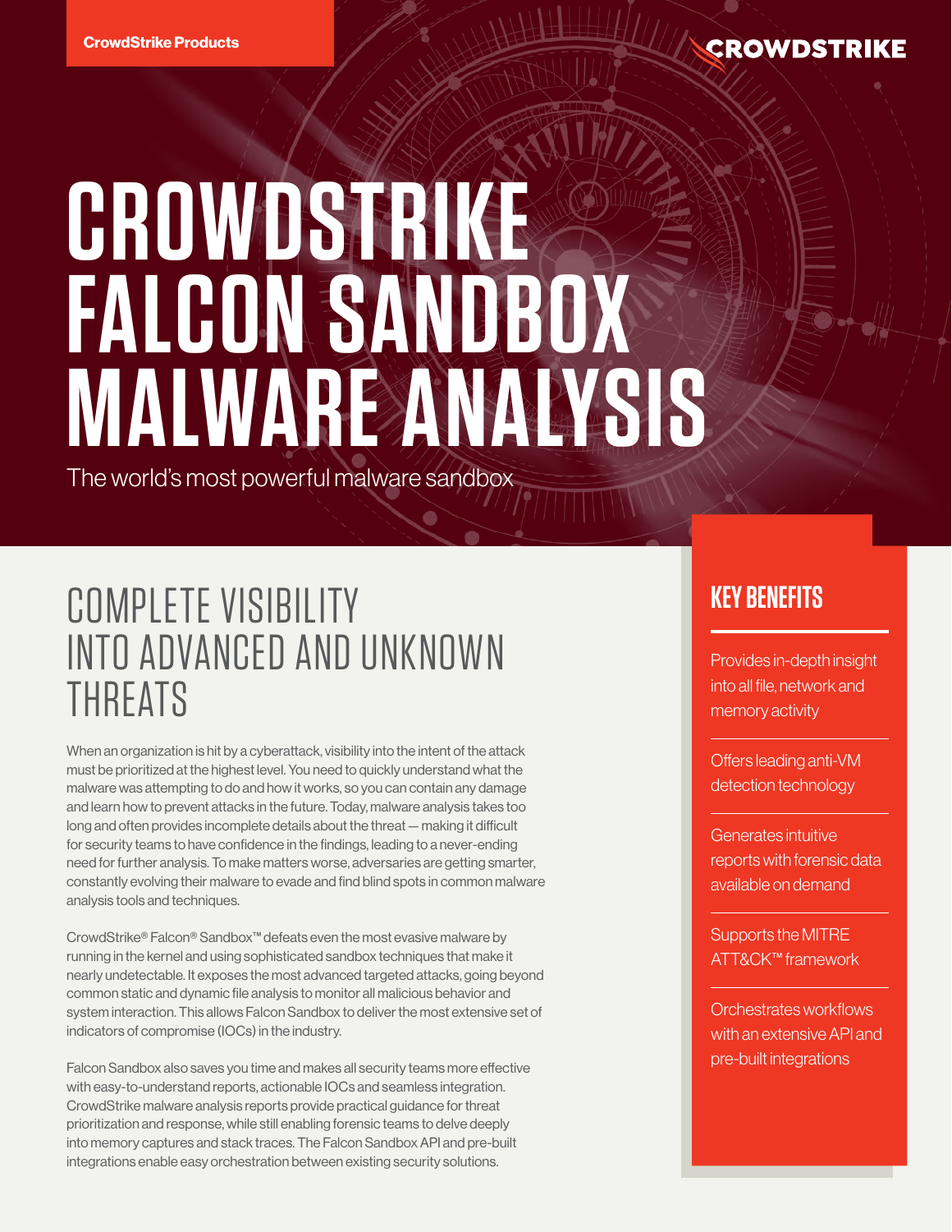CrowdStrike Products

# CROWDSTRIKE FALCON SANDBOX MALWARE ANALYSIS

The world's most powerful malware sandbox

## COMPLETE VISIBILITY INTO ADVANCED AND UNKNOWN THREATS

When an organization is hit by a cyberattack, visibility into the intent of the attack must be prioritized at the highest level. You need to quickly understand what the malware was attempting to do and how it works, so you can contain any damage and learn how to prevent attacks in the future. Today, malware analysis takes too long and often provides incomplete details about the threat — making it difficult for security teams to have confidence in the findings, leading to a never-ending need for further analysis. To make matters worse, adversaries are getting smarter, constantly evolving their malware to evade and find blind spots in common malware analysis tools and techniques.

CrowdStrike® Falcon® Sandbox™ defeats even the most evasive malware by running in the kernel and using sophisticated sandbox techniques that make it nearly undetectable. It exposes the most advanced targeted attacks, going beyond common static and dynamic file analysis to monitor all malicious behavior and system interaction. This allows Falcon Sandbox to deliver the most extensive set of indicators of compromise (IOCs) in the industry.

Falcon Sandbox also saves you time and makes all security teams more effective with easy-to-understand reports, actionable IOCs and seamless integration. CrowdStrike malware analysis reports provide practical guidance for threat prioritization and response, while still enabling forensic teams to delve deeply into memory captures and stack traces. The Falcon Sandbox API and pre-built integrations enable easy orchestration between existing security solutions.

### KEY BENEFITS

- Provides in-depth insight into all file, network and memory activity
- Offers leading anti-VM detection technology
- Generates intuitive reports with forensic data available on demand
- Supports the MITRE ATT&CK™ framework
- Orchestrates workflows with an extensive API and pre-built integrations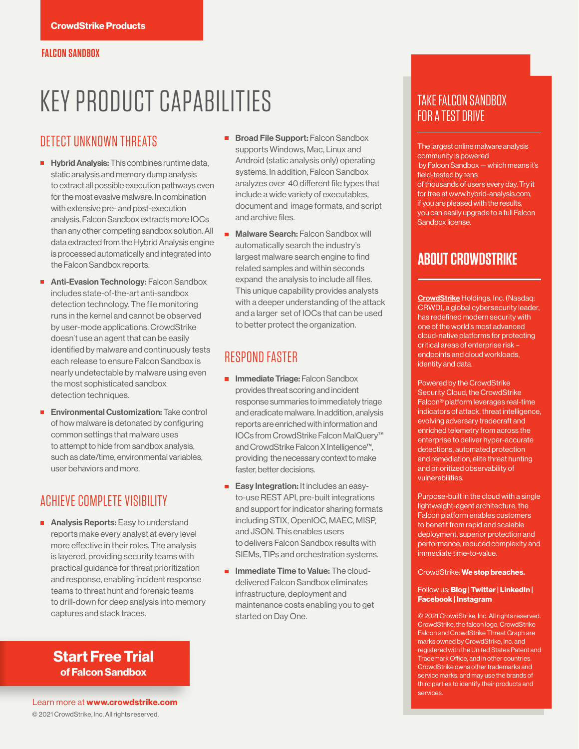CrowdStrike Products

FALCON SANDBOX

# KEY PRODUCT CAPABILITIES

## DETECT UNKNOWN THREATS

- **Hybrid Analysis:** This combines runtime data, static analysis and memory dump analysis to extract all possible execution pathways even for the most evasive malware. In combination with extensive pre- and post-execution analysis, Falcon Sandbox extracts more IOCs than any other competing sandbox solution. All data extracted from the Hybrid Analysis engine is processed automatically and integrated into the Falcon Sandbox reports.
- **Anti-Evasion Technology:** Falcon Sandbox includes state-of-the-art anti-sandbox detection technology. The file monitoring runs in the kernel and cannot be observed by user-mode applications. CrowdStrike doesn't use an agent that can be easily identified by malware and continuously tests each release to ensure Falcon Sandbox is nearly undetectable by malware using even the most sophisticated sandbox detection techniques.
- **Environmental Customization:** Take control of how malware is detonated by configuring common settings that malware uses to attempt to hide from sandbox analysis, such as date/time, environmental variables, user behaviors and more.

## ACHIEVE COMPLETE VISIBILITY

- **Analysis Reports:** Easy to understand reports make every analyst at every level more effective in their roles. The analysis is layered, providing security teams with practical guidance for threat prioritization and response, enabling incident response teams to threat hunt and forensic teams to drill-down for deep analysis into memory captures and stack traces.
- **Broad File Support:** Falcon Sandbox supports Windows, Mac, Linux and Android (static analysis only) operating systems. In addition, Falcon Sandbox analyzes over 40 different file types that include a wide variety of executables, document and image formats, and script and archive files.
- **Malware Search:** Falcon Sandbox will automatically search the industry's largest malware search engine to find related samples and within seconds expand the analysis to include all files. This unique capability provides analysts with a deeper understanding of the attack and a larger set of IOCs that can be used to better protect the organization.

## RESPOND FASTER

- **Immediate Triage:** Falcon Sandbox provides threat scoring and incident response summaries to immediately triage and eradicate malware. In addition, analysis reports are enriched with information and IOCs from CrowdStrike Falcon MalQuery™ and CrowdStrike Falcon X Intelligence™, providing the necessary context to make faster, better decisions.
- **Easy Integration:** It includes an easy-to-use REST API, pre-built integrations and support for indicator sharing formats including STIX, OpenIOC, MAEC, MISP, and JSON. This enables users to delivers Falcon Sandbox results with SIEMs, TIPs and orchestration systems.
- **Immediate Time to Value:** The cloud-delivered Falcon Sandbox eliminates infrastructure, deployment and maintenance costs enabling you to get started on Day One.

**Start Free Trial**
**of Falcon Sandbox**

Learn more at **www.crowdstrike.com**

© 2021 CrowdStrike, Inc. All rights reserved.

## TAKE FALCON SANDBOX FOR A TEST DRIVE

The largest online malware analysis community is powered by Falcon Sandbox — which means it's field-tested by tens of thousands of users every day. Try it for free at www.hybrid-analysis.com, if you are pleased with the results, you can easily upgrade to a full Falcon Sandbox license.

## ABOUT CROWDSTRIKE

**CrowdStrike** Holdings, Inc. (Nasdaq: CRWD), a global cybersecurity leader, has redefined modern security with one of the world's most advanced cloud-native platforms for protecting critical areas of enterprise risk – endpoints and cloud workloads, identity and data.

Powered by the CrowdStrike Security Cloud, the CrowdStrike Falcon® platform leverages real-time indicators of attack, threat intelligence, evolving adversary tradecraft and enriched telemetry from across the enterprise to deliver hyper-accurate detections, automated protection and remediation, elite threat hunting and prioritized observability of vulnerabilities.

Purpose-built in the cloud with a single lightweight-agent architecture, the Falcon platform enables customers to benefit from rapid and scalable deployment, superior protection and performance, reduced complexity and immediate time-to-value.

CrowdStrike: **We stop breaches.**

Follow us: **Blog | Twitter | LinkedIn | Facebook | Instagram**

© 2021 CrowdStrike, Inc. All rights reserved. CrowdStrike, the falcon logo, CrowdStrike Falcon and CrowdStrike Threat Graph are marks owned by CrowdStrike, Inc. and registered with the United States Patent and Trademark Office, and in other countries. CrowdStrike owns other trademarks and service marks, and may use the brands of third parties to identify their products and services.